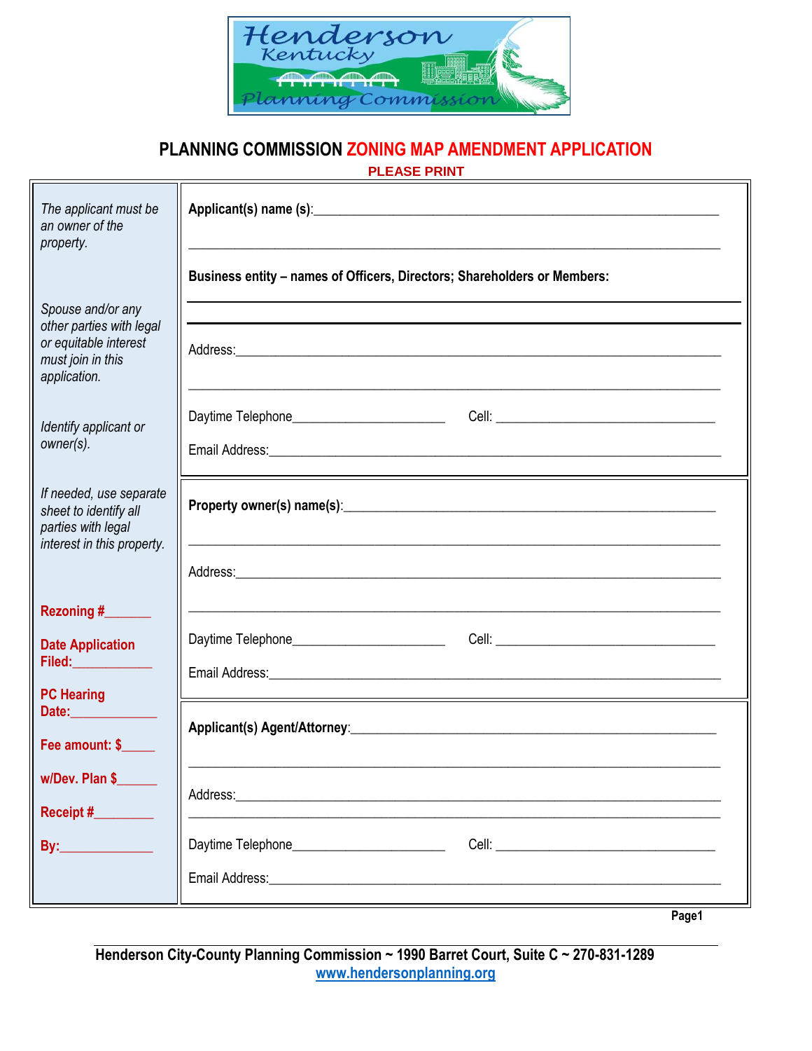# PLANNING COMMISSION ZONING MAP AMENDMENT APPLICATION

**PLEASE PRINT**

*The applicant must be an owner of the property.*

*Spouse and/or any other parties with legal or equitable interest must join in this application.*

*Identify applicant or owner(s).*

*If needed, use separate sheet to identify all parties with legal interest in this property.*

**Rezoning #**_______

**Date Application Filed:**____________

**PC Hearing Date:**_____________

**Fee amount: $**_____

**w/Dev. Plan $**______

**Receipt #**_________

**By:**______________

---

**Applicant(s) name (s)**:_____________________________________________________________

_____________________________________________________________________________

**Business entity – names of Officers, Directors; Shareholders or Members:**

_____________________________________________________________________________

_____________________________________________________________________________

Address:_______________________________________________________________________

_____________________________________________________________________________

Daytime Telephone______________________ Cell: _________________________________

Email Address:__________________________________________________________________

---

**Property owner(s) name(s)**:_______________________________________________________

_____________________________________________________________________________

Address:_______________________________________________________________________

_____________________________________________________________________________

Daytime Telephone______________________ Cell: _________________________________

Email Address:__________________________________________________________________

---

**Applicant(s) Agent/Attorney**:_____________________________________________________

_____________________________________________________________________________

Address:_______________________________________________________________________

_____________________________________________________________________________

Daytime Telephone______________________ Cell: _________________________________

Email Address:__________________________________________________________________

---

**Henderson City-County Planning Commission ~ 1990 Barret Court, Suite C ~ 270-831-1289**
www.hendersonplanning.org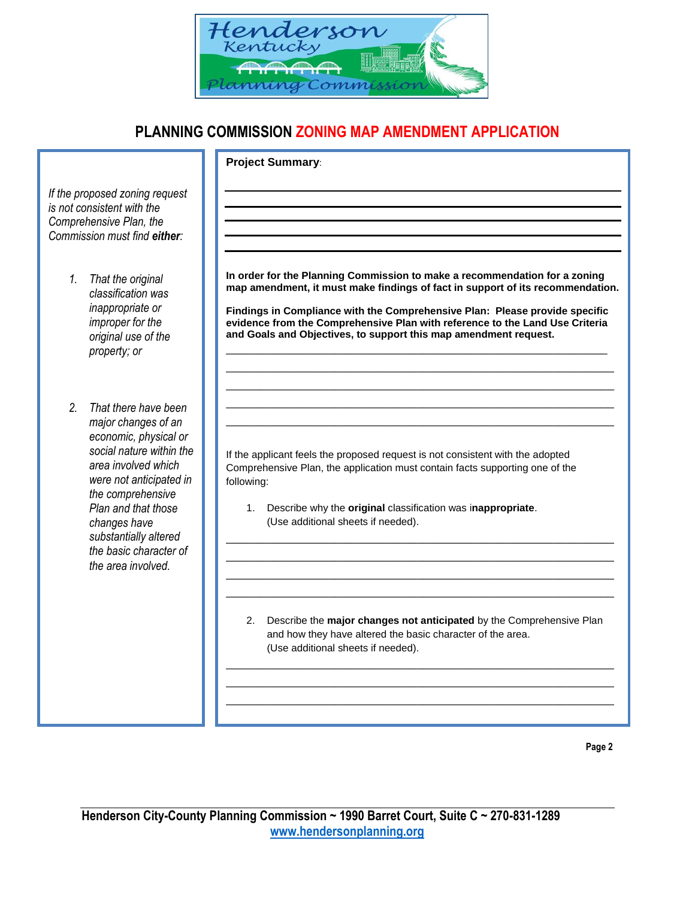# PLANNING COMMISSION ZONING MAP AMENDMENT APPLICATION

*If the proposed zoning request is not consistent with the Comprehensive Plan, the Commission must find* ***either****:*

1. *That the original classification was inappropriate or improper for the original use of the property; or*

2. *That there have been major changes of an economic, physical or social nature within the area involved which were not anticipated in the comprehensive Plan and that those changes have substantially altered the basic character of the area involved.*

**Project Summary**:

______________________________________________________________________

______________________________________________________________________

______________________________________________________________________

______________________________________________________________________

______________________________________________________________________

**In order for the Planning Commission to make a recommendation for a zoning map amendment, it must make findings of fact in support of its recommendation.**

**Findings in Compliance with the Comprehensive Plan: Please provide specific evidence from the Comprehensive Plan with reference to the Land Use Criteria and Goals and Objectives, to support this map amendment request.**

______________________________________________________________________

______________________________________________________________________

______________________________________________________________________

______________________________________________________________________

______________________________________________________________________

If the applicant feels the proposed request is not consistent with the adopted Comprehensive Plan, the application must contain facts supporting one of the following:

1. Describe why the **original** classification was i**nappropriate**. (Use additional sheets if needed).

______________________________________________________________________

______________________________________________________________________

______________________________________________________________________

______________________________________________________________________

2. Describe the **major changes not anticipated** by the Comprehensive Plan and how they have altered the basic character of the area. (Use additional sheets if needed).

______________________________________________________________________

______________________________________________________________________

______________________________________________________________________

Henderson City-County Planning Commission ~ 1990 Barret Court, Suite C ~ 270-831-1289
www.hendersonplanning.org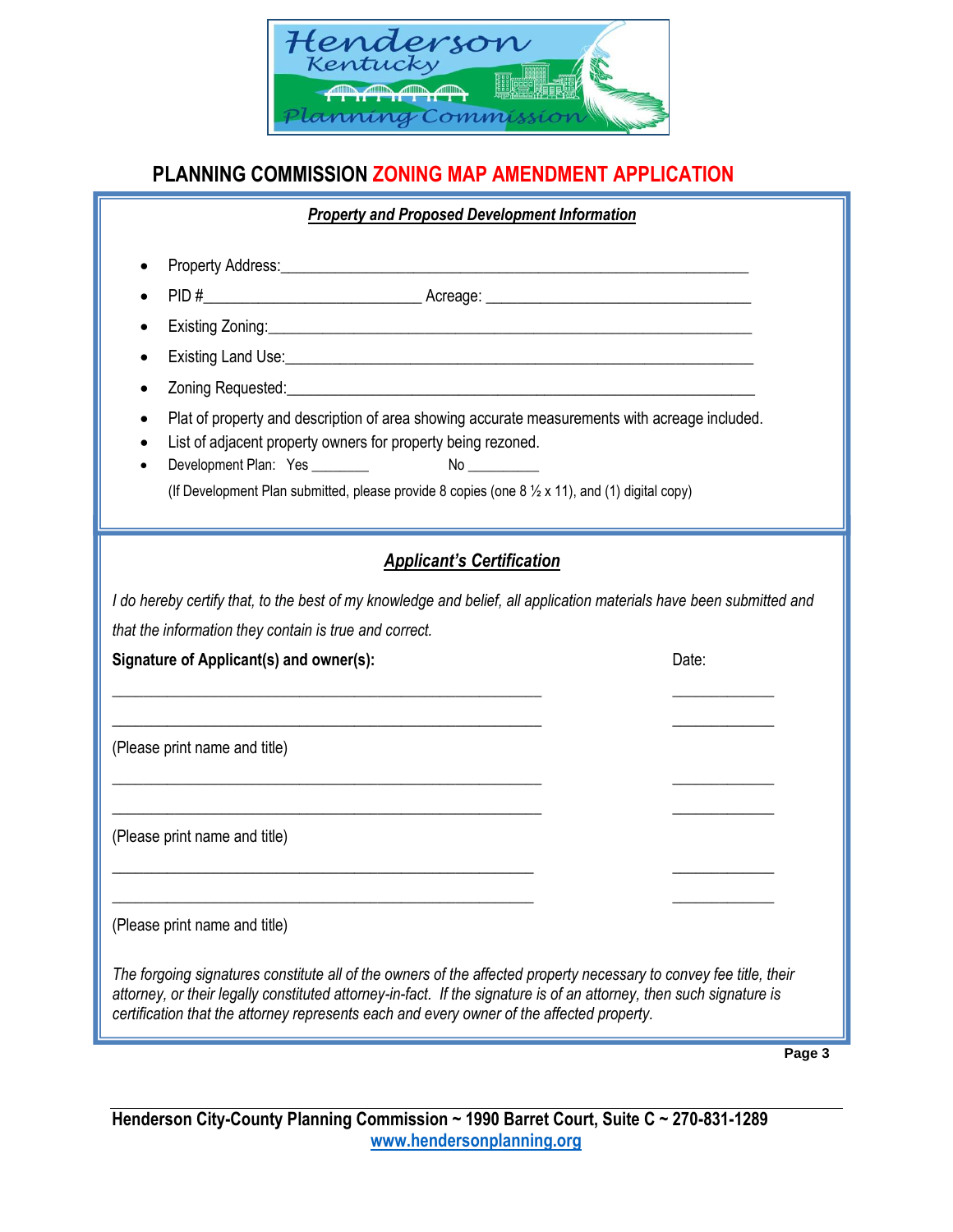# PLANNING COMMISSION ZONING MAP AMENDMENT APPLICATION

***Property and Proposed Development Information***

- Property Address:____________________________________________________________
- PID #___________________________ Acreage: _________________________________
- Existing Zoning:_____________________________________________________________
- Existing Land Use:___________________________________________________________
- Zoning Requested:___________________________________________________________
- Plat of property and description of area showing accurate measurements with acreage included.
- List of adjacent property owners for property being rezoned.
- Development Plan: Yes ________ No __________

  (If Development Plan submitted, please provide 8 copies (one 8 ½ x 11), and (1) digital copy)

***Applicant's Certification***

*I do hereby certify that, to the best of my knowledge and belief, all application materials have been submitted and that the information they contain is true and correct.*

**Signature of Applicant(s) and owner(s):** Date:

_____________________________________________________ _____________

_____________________________________________________ _____________

(Please print name and title)

_____________________________________________________ _____________

_____________________________________________________ _____________

(Please print name and title)

_____________________________________________________ _____________

_____________________________________________________ _____________

(Please print name and title)

*The forgoing signatures constitute all of the owners of the affected property necessary to convey fee title, their attorney, or their legally constituted attorney-in-fact. If the signature is of an attorney, then such signature is certification that the attorney represents each and every owner of the affected property.*

**Henderson City-County Planning Commission ~ 1990 Barret Court, Suite C ~ 270-831-1289**
www.hendersonplanning.org